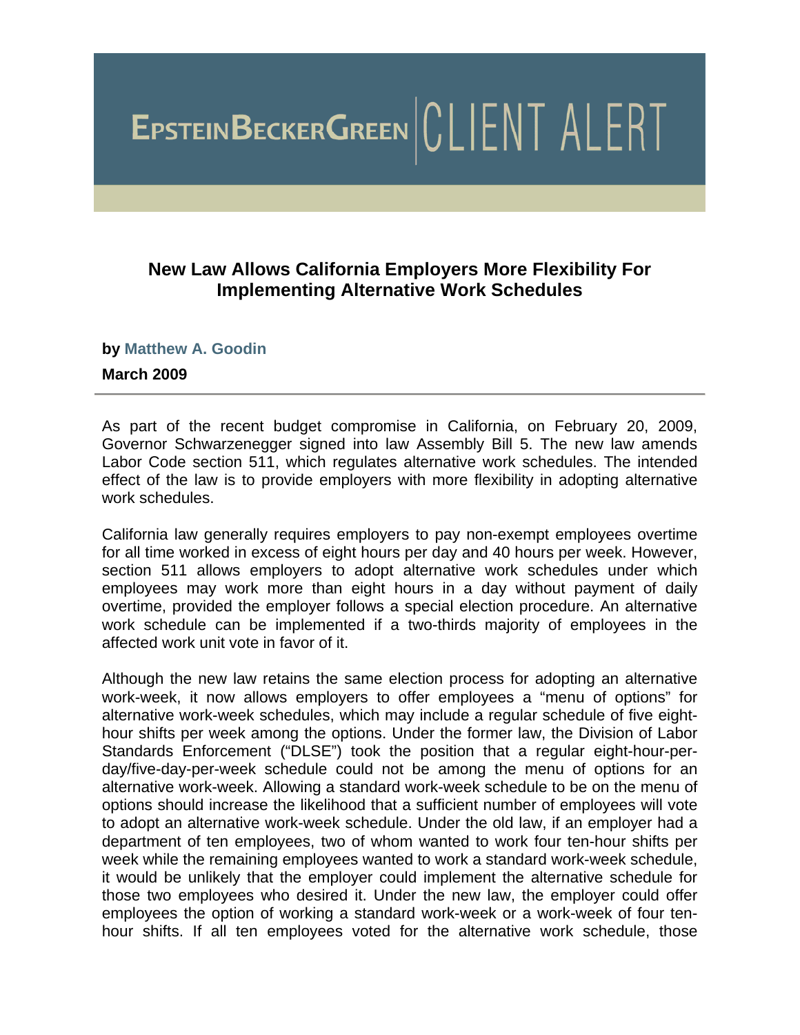**EPSTEINBECKERGREEN | CLIENT ALERT**

## New Law Allows California Employers More Flexibility For Implementing Alternative Work Schedules

**by Matthew A. Goodin**

**March 2009**

---

As part of the recent budget compromise in California, on February 20, 2009, Governor Schwarzenegger signed into law Assembly Bill 5. The new law amends Labor Code section 511, which regulates alternative work schedules. The intended effect of the law is to provide employers with more flexibility in adopting alternative work schedules.

California law generally requires employers to pay non-exempt employees overtime for all time worked in excess of eight hours per day and 40 hours per week. However, section 511 allows employers to adopt alternative work schedules under which employees may work more than eight hours in a day without payment of daily overtime, provided the employer follows a special election procedure. An alternative work schedule can be implemented if a two-thirds majority of employees in the affected work unit vote in favor of it.

Although the new law retains the same election process for adopting an alternative work-week, it now allows employers to offer employees a "menu of options" for alternative work-week schedules, which may include a regular schedule of five eight-hour shifts per week among the options. Under the former law, the Division of Labor Standards Enforcement ("DLSE") took the position that a regular eight-hour-per-day/five-day-per-week schedule could not be among the menu of options for an alternative work-week. Allowing a standard work-week schedule to be on the menu of options should increase the likelihood that a sufficient number of employees will vote to adopt an alternative work-week schedule. Under the old law, if an employer had a department of ten employees, two of whom wanted to work four ten-hour shifts per week while the remaining employees wanted to work a standard work-week schedule, it would be unlikely that the employer could implement the alternative schedule for those two employees who desired it. Under the new law, the employer could offer employees the option of working a standard work-week or a work-week of four ten-hour shifts. If all ten employees voted for the alternative work schedule, those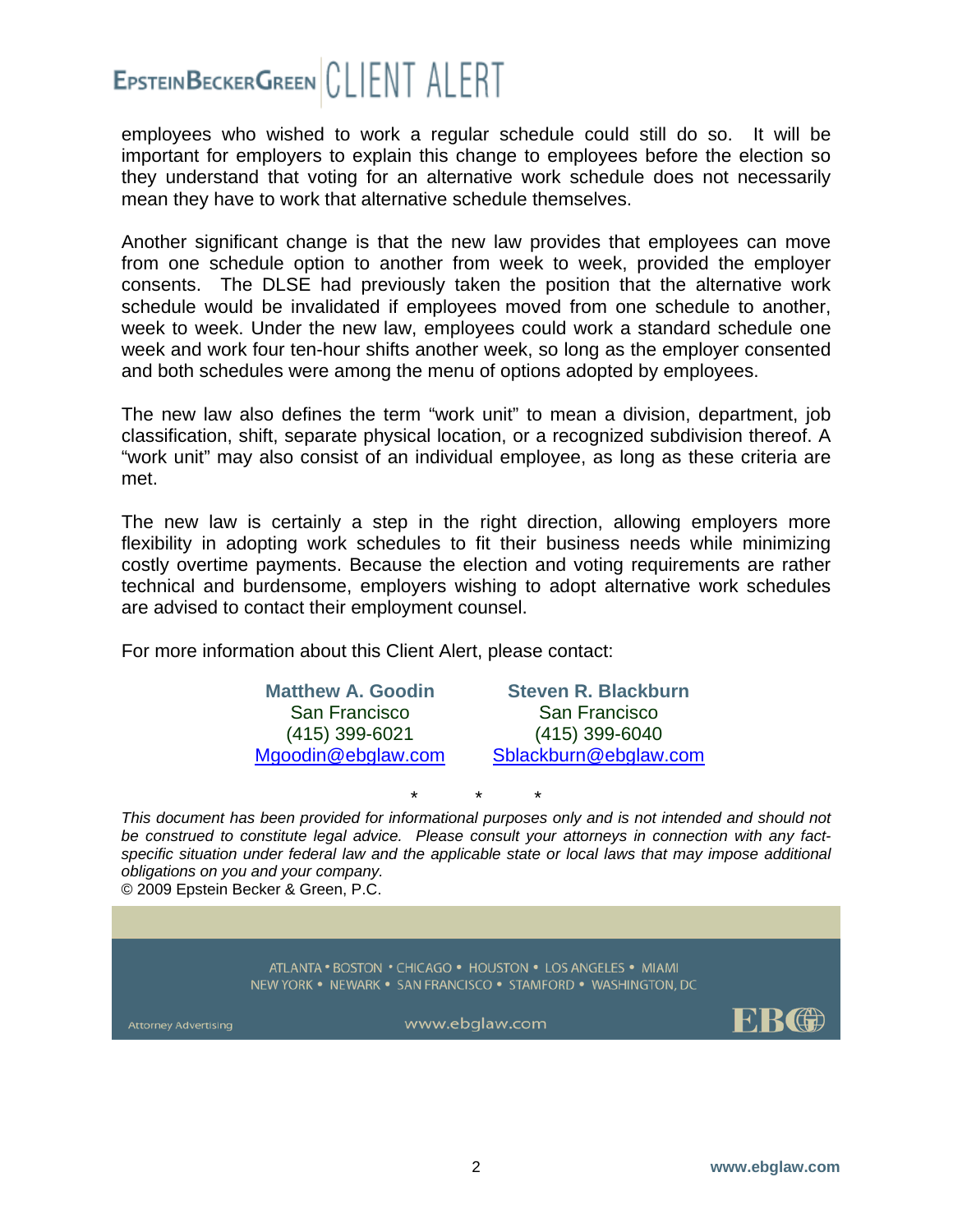employees who wished to work a regular schedule could still do so. It will be important for employers to explain this change to employees before the election so they understand that voting for an alternative work schedule does not necessarily mean they have to work that alternative schedule themselves.

Another significant change is that the new law provides that employees can move from one schedule option to another from week to week, provided the employer consents. The DLSE had previously taken the position that the alternative work schedule would be invalidated if employees moved from one schedule to another, week to week. Under the new law, employees could work a standard schedule one week and work four ten-hour shifts another week, so long as the employer consented and both schedules were among the menu of options adopted by employees.

The new law also defines the term "work unit" to mean a division, department, job classification, shift, separate physical location, or a recognized subdivision thereof. A "work unit" may also consist of an individual employee, as long as these criteria are met.

The new law is certainly a step in the right direction, allowing employers more flexibility in adopting work schedules to fit their business needs while minimizing costly overtime payments. Because the election and voting requirements are rather technical and burdensome, employers wishing to adopt alternative work schedules are advised to contact their employment counsel.

For more information about this Client Alert, please contact:

**Matthew A. Goodin**
San Francisco
(415) 399-6021
Mgoodin@ebglaw.com

**Steven R. Blackburn**
San Francisco
(415) 399-6040
Sblackburn@ebglaw.com

\* \* \*

*This document has been provided for informational purposes only and is not intended and should not be construed to constitute legal advice. Please consult your attorneys in connection with any fact-specific situation under federal law and the applicable state or local laws that may impose additional obligations on you and your company.*

© 2009 Epstein Becker & Green, P.C.

ATLANTA • BOSTON • CHICAGO • HOUSTON • LOS ANGELES • MIAMI
NEW YORK • NEWARK • SAN FRANCISCO • STAMFORD • WASHINGTON, DC

Attorney Advertising

www.ebglaw.com